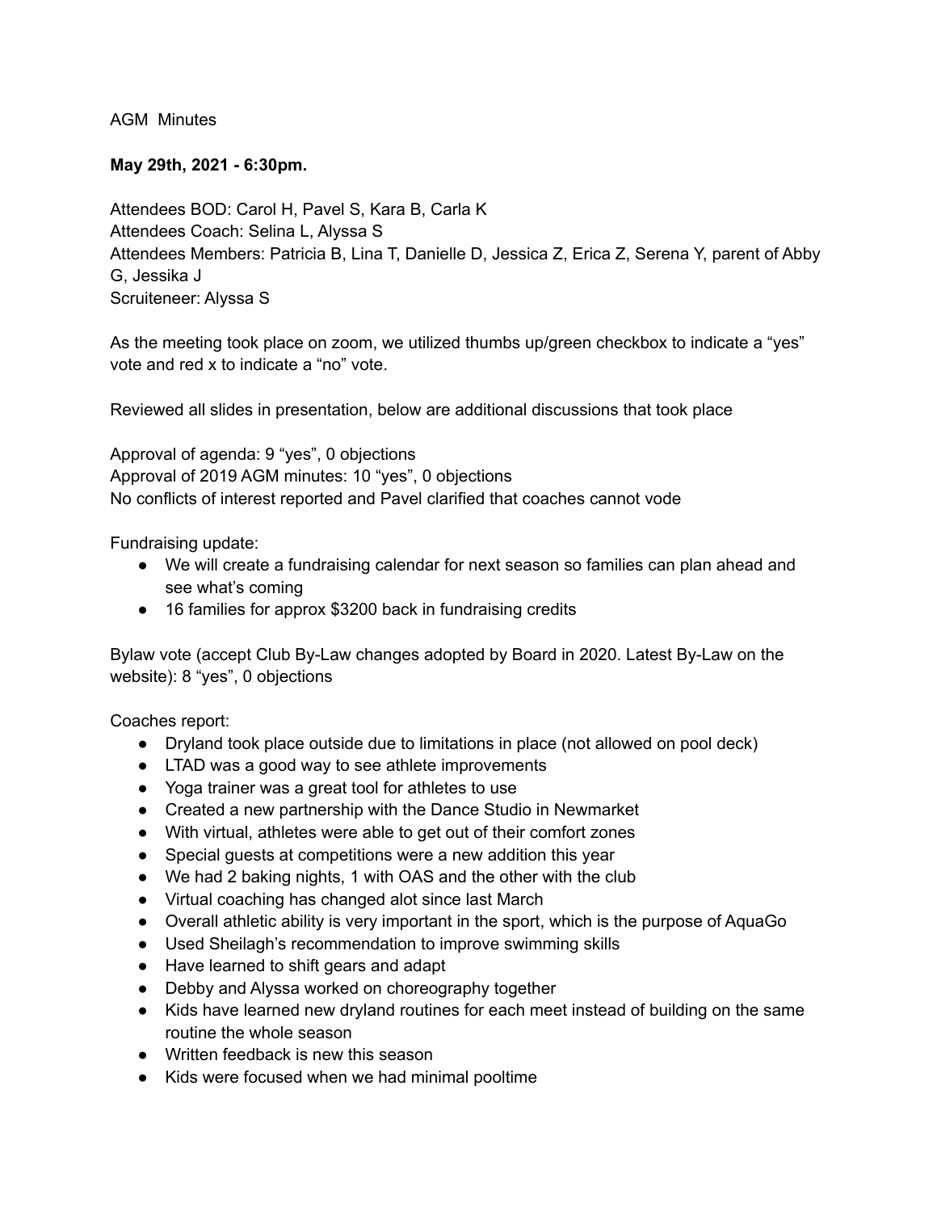AGM Minutes

**May 29th, 2021 - 6:30pm.**

Attendees BOD: Carol H, Pavel S, Kara B, Carla K
Attendees Coach: Selina L, Alyssa S
Attendees Members: Patricia B, Lina T, Danielle D, Jessica Z, Erica Z, Serena Y, parent of Abby G, Jessika J
Scruiteneer: Alyssa S

As the meeting took place on zoom, we utilized thumbs up/green checkbox to indicate a "yes" vote and red x to indicate a "no" vote.

Reviewed all slides in presentation, below are additional discussions that took place

Approval of agenda: 9 "yes", 0 objections
Approval of 2019 AGM minutes: 10 "yes", 0 objections
No conflicts of interest reported and Pavel clarified that coaches cannot vode

Fundraising update:

- We will create a fundraising calendar for next season so families can plan ahead and see what's coming
- 16 families for approx $3200 back in fundraising credits

Bylaw vote (accept Club By-Law changes adopted by Board in 2020. Latest By-Law on the website): 8 "yes", 0 objections

Coaches report:

- Dryland took place outside due to limitations in place (not allowed on pool deck)
- LTAD was a good way to see athlete improvements
- Yoga trainer was a great tool for athletes to use
- Created a new partnership with the Dance Studio in Newmarket
- With virtual, athletes were able to get out of their comfort zones
- Special guests at competitions were a new addition this year
- We had 2 baking nights, 1 with OAS and the other with the club
- Virtual coaching has changed alot since last March
- Overall athletic ability is very important in the sport, which is the purpose of AquaGo
- Used Sheilagh's recommendation to improve swimming skills
- Have learned to shift gears and adapt
- Debby and Alyssa worked on choreography together
- Kids have learned new dryland routines for each meet instead of building on the same routine the whole season
- Written feedback is new this season
- Kids were focused when we had minimal pooltime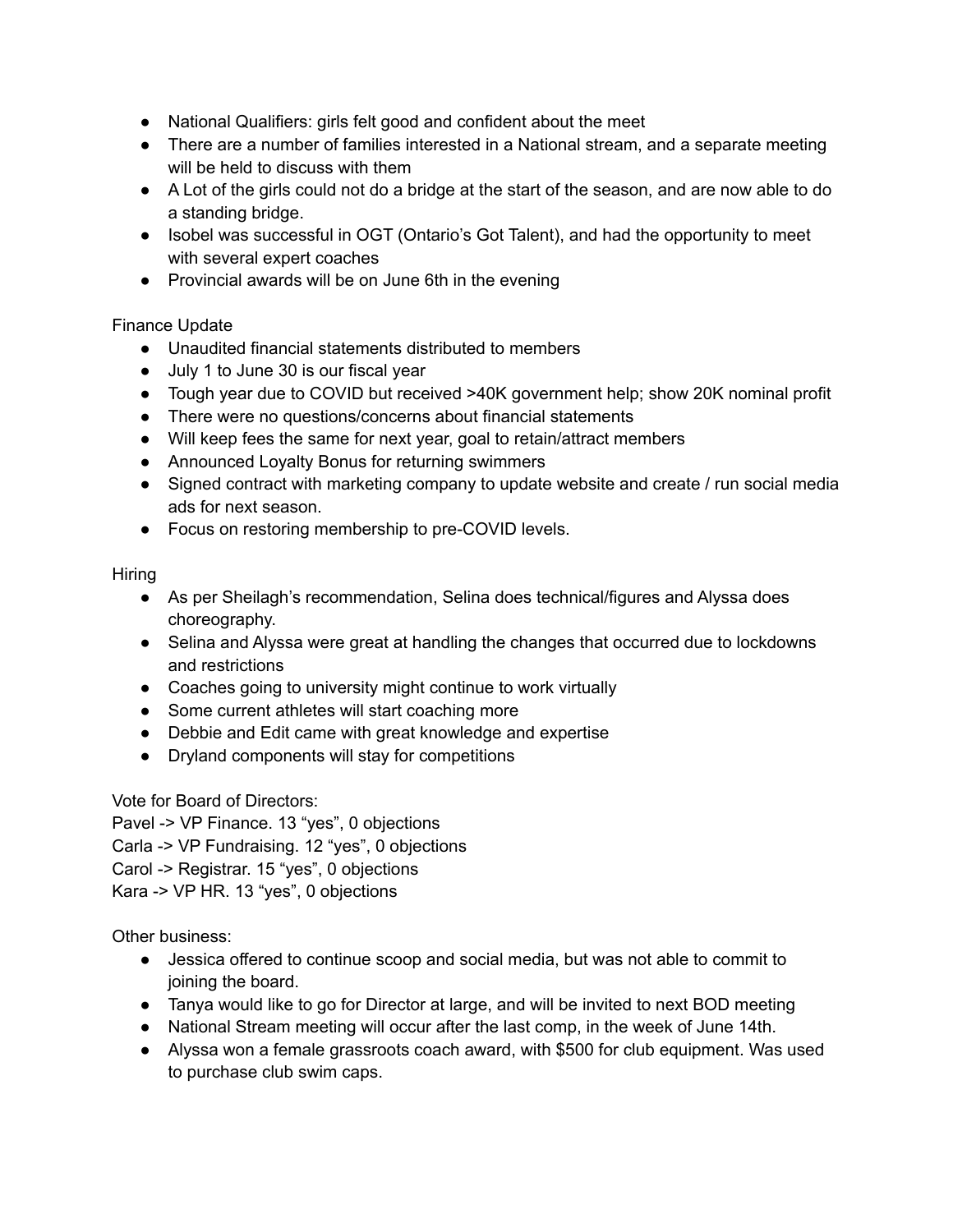- National Qualifiers: girls felt good and confident about the meet
- There are a number of families interested in a National stream, and a separate meeting will be held to discuss with them
- A Lot of the girls could not do a bridge at the start of the season, and are now able to do a standing bridge.
- Isobel was successful in OGT (Ontario's Got Talent), and had the opportunity to meet with several expert coaches
- Provincial awards will be on June 6th in the evening

Finance Update

- Unaudited financial statements distributed to members
- July 1 to June 30 is our fiscal year
- Tough year due to COVID but received >40K government help; show 20K nominal profit
- There were no questions/concerns about financial statements
- Will keep fees the same for next year, goal to retain/attract members
- Announced Loyalty Bonus for returning swimmers
- Signed contract with marketing company to update website and create / run social media ads for next season.
- Focus on restoring membership to pre-COVID levels.

Hiring

- As per Sheilagh's recommendation, Selina does technical/figures and Alyssa does choreography.
- Selina and Alyssa were great at handling the changes that occurred due to lockdowns and restrictions
- Coaches going to university might continue to work virtually
- Some current athletes will start coaching more
- Debbie and Edit came with great knowledge and expertise
- Dryland components will stay for competitions

Vote for Board of Directors:

Pavel -> VP Finance. 13 "yes", 0 objections
Carla -> VP Fundraising. 12 "yes", 0 objections
Carol -> Registrar. 15 "yes", 0 objections
Kara -> VP HR. 13 "yes", 0 objections

Other business:

- Jessica offered to continue scoop and social media, but was not able to commit to joining the board.
- Tanya would like to go for Director at large, and will be invited to next BOD meeting
- National Stream meeting will occur after the last comp, in the week of June 14th.
- Alyssa won a female grassroots coach award, with $500 for club equipment. Was used to purchase club swim caps.